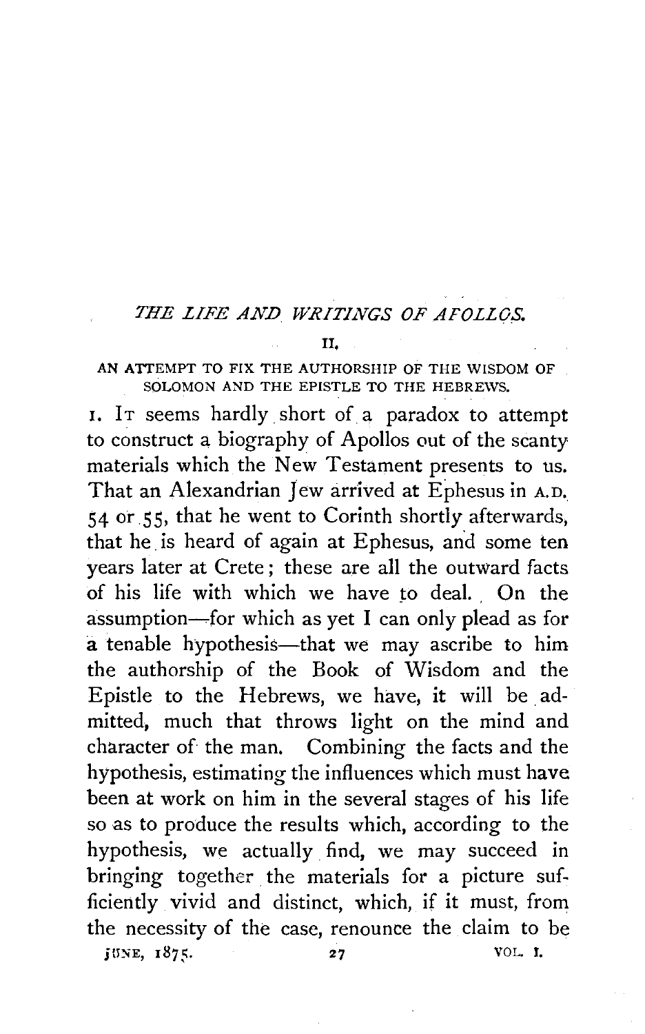# *THE LIFE AND WRITINGS OF APOLLOS.*

## II.

### AN ATTEMPT TO FIX THE AUTHORSHIP OF THE WISDOM OF SOLOMON AND THE EPISTLE TO THE HEBREWS.

1. IT seems hardly short of a paradox to attempt to construct a biography of Apollos out of the scanty materials which the New Testament presents to us. That an Alexandrian Jew arrived at Ephesus in A.D. 54 or 55, that he went to Corinth shortly afterwards, that he is heard of again at Ephesus, and some ten years later at Crete; these are all the outward facts of his life with which we have to deal. On the assumption—for which as yet I can only plead as for a tenable hypothesis—that we may ascribe to him the authorship of the Book of Wisdom and the Epistle to the Hebrews, we have, it will be admitted, much that throws light on the mind and character of the man. Combining the facts and the hypothesis, estimating the influences which must have been at work on him in the several stages of his life so as to produce the results which, according to the hypothesis, we actually find, we may succeed in bringing together the materials for a picture sufficiently vivid and distinct, which, if it must, from the necessity of the case, renounce the claim to be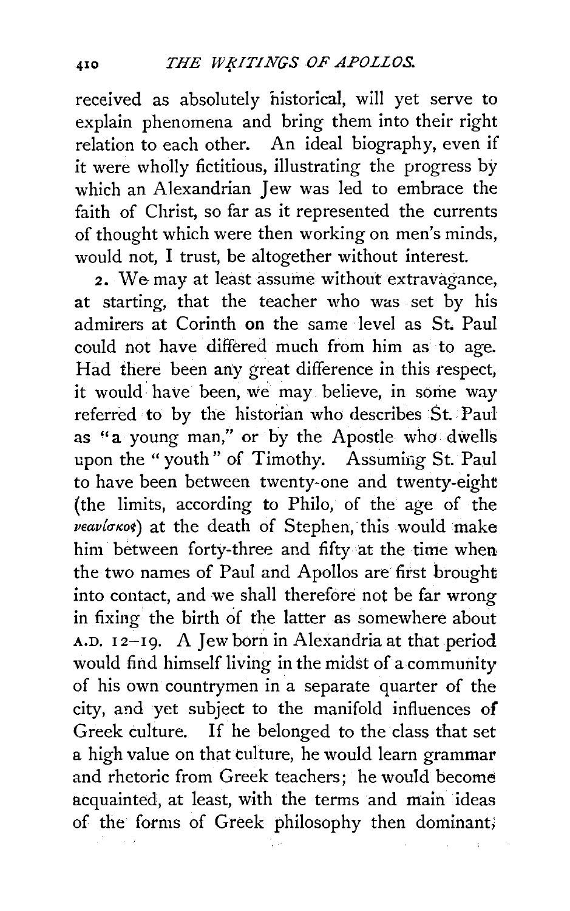received as absolutely historical, will yet serve to explain phenomena and bring them into their right relation to each other. An ideal biography, even if it were wholly fictitious, illustrating the progress by which an Alexandrian Jew was led to embrace the faith of Christ, so far as it represented the currents of thought which were then working on men's minds, would not, I trust, be altogether without interest.

2. We may at least assume without extravagance, at starting, that the teacher who was set by his admirers at Corinth on the same level as St. Paul could not have differed much from him as to age. Had there been any great difference in this respect, it would have been, we may believe, in some way referred to by the historian who describes St. Paul as "a young man," or by the Apostle who dwells upon the "youth" of Timothy. Assuming St. Paul to have been between twenty-one and twenty-eight (the limits, according to Philo, of the age of the νεανίσκος) at the death of Stephen, this would make him between forty-three and fifty at the time when the two names of Paul and Apollos are first brought into contact, and we shall therefore not be far wrong in fixing the birth of the latter as somewhere about A.D. 12–19. A Jew born in Alexandria at that period would find himself living in the midst of a community of his own countrymen in a separate quarter of the city, and yet subject to the manifold influences of Greek culture. If he belonged to the class that set a high value on that culture, he would learn grammar and rhetoric from Greek teachers; he would become acquainted, at least, with the terms and main ideas of the forms of Greek philosophy then dominant;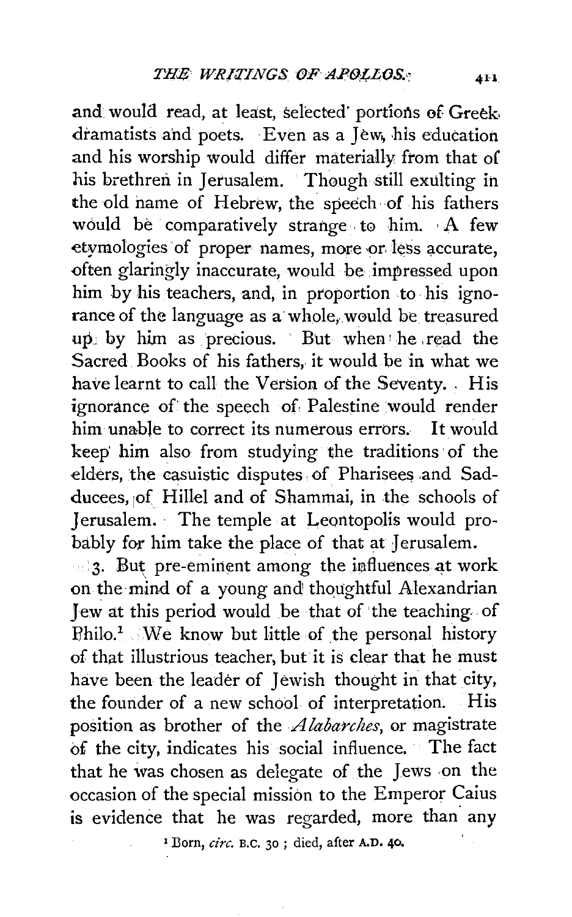and would read, at least, selected portions of Greek dramatists and poets. Even as a Jew, his education and his worship would differ materially from that of his brethren in Jerusalem. Though still exulting in the old name of Hebrew, the speech of his fathers would be comparatively strange to him. A few etymologies of proper names, more or less accurate, often glaringly inaccurate, would be impressed upon him by his teachers, and, in proportion to his ignorance of the language as a whole, would be treasured up by him as precious. But when he read the Sacred Books of his fathers, it would be in what we have learnt to call the Version of the Seventy. His ignorance of the speech of Palestine would render him unable to correct its numerous errors. It would keep him also from studying the traditions of the elders, the casuistic disputes of Pharisees and Sadducees, of Hillel and of Shammai, in the schools of Jerusalem. The temple at Leontopolis would probably for him take the place of that at Jerusalem.

3. But pre-eminent among the influences at work on the mind of a young and thoughtful Alexandrian Jew at this period would be that of the teaching of Philo.[1] We know but little of the personal history of that illustrious teacher, but it is clear that he must have been the leader of Jewish thought in that city, the founder of a new school of interpretation. His position as brother of the *Alabarches*, or magistrate of the city, indicates his social influence. The fact that he was chosen as delegate of the Jews on the occasion of the special mission to the Emperor Caius is evidence that he was regarded, more than any

[1] Born, *circ.* B.C. 30; died, after A.D. 40.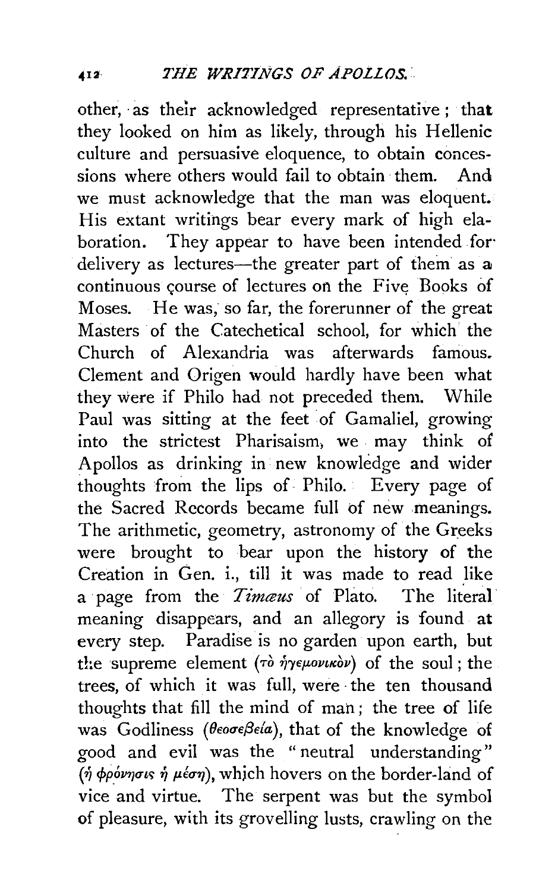other, as their acknowledged representative; that they looked on him as likely, through his Hellenic culture and persuasive eloquence, to obtain concessions where others would fail to obtain them. And we must acknowledge that the man was eloquent. His extant writings bear every mark of high elaboration. They appear to have been intended for delivery as lectures—the greater part of them as a continuous course of lectures on the Five Books of Moses. He was, so far, the forerunner of the great Masters of the Catechetical school, for which the Church of Alexandria was afterwards famous. Clement and Origen would hardly have been what they were if Philo had not preceded them. While Paul was sitting at the feet of Gamaliel, growing into the strictest Pharisaism, we may think of Apollos as drinking in new knowledge and wider thoughts from the lips of Philo. Every page of the Sacred Records became full of new meanings. The arithmetic, geometry, astronomy of the Greeks were brought to bear upon the history of the Creation in Gen. i., till it was made to read like a page from the *Timæus* of Plato. The literal meaning disappears, and an allegory is found at every step. Paradise is no garden upon earth, but the supreme element (τὸ ἡγεμονικὸν) of the soul; the trees, of which it was full, were the ten thousand thoughts that fill the mind of man; the tree of life was Godliness (θεοσεβεία), that of the knowledge of good and evil was the "neutral understanding" (ἡ φρόνησις ἡ μέση), which hovers on the border-land of vice and virtue. The serpent was but the symbol of pleasure, with its grovelling lusts, crawling on the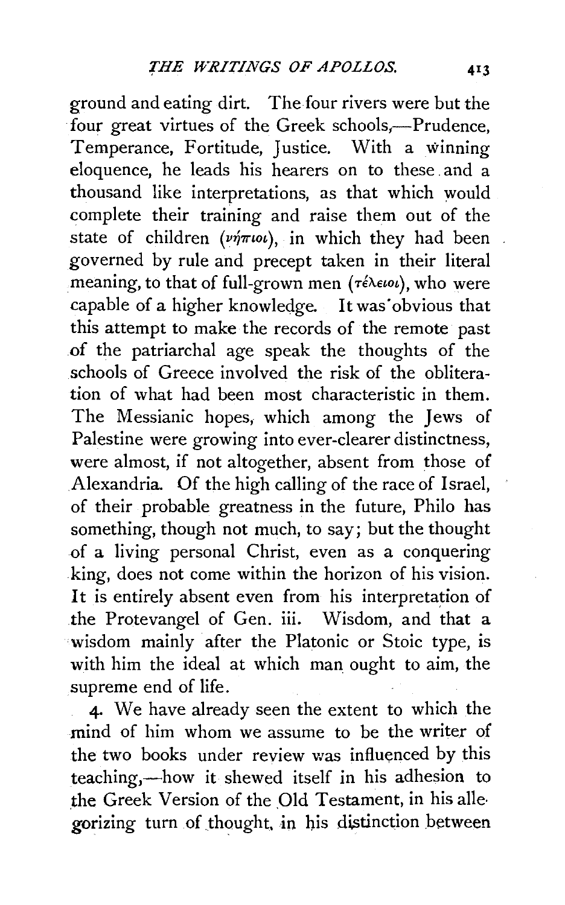ground and eating dirt. The four rivers were but the four great virtues of the Greek schools,—Prudence, Temperance, Fortitude, Justice. With a winning eloquence, he leads his hearers on to these and a thousand like interpretations, as that which would complete their training and raise them out of the state of children (νήπιοι), in which they had been governed by rule and precept taken in their literal meaning, to that of full-grown men (τέλειοι), who were capable of a higher knowledge. It was obvious that this attempt to make the records of the remote past of the patriarchal age speak the thoughts of the schools of Greece involved the risk of the obliteration of what had been most characteristic in them. The Messianic hopes, which among the Jews of Palestine were growing into ever-clearer distinctness, were almost, if not altogether, absent from those of Alexandria. Of the high calling of the race of Israel, of their probable greatness in the future, Philo has something, though not much, to say; but the thought of a living personal Christ, even as a conquering king, does not come within the horizon of his vision. It is entirely absent even from his interpretation of the Protevangel of Gen. iii. Wisdom, and that a wisdom mainly after the Platonic or Stoic type, is with him the ideal at which man ought to aim, the supreme end of life.

4. We have already seen the extent to which the mind of him whom we assume to be the writer of the two books under review was influenced by this teaching,—how it shewed itself in his adhesion to the Greek Version of the Old Testament, in his allegorizing turn of thought, in his distinction between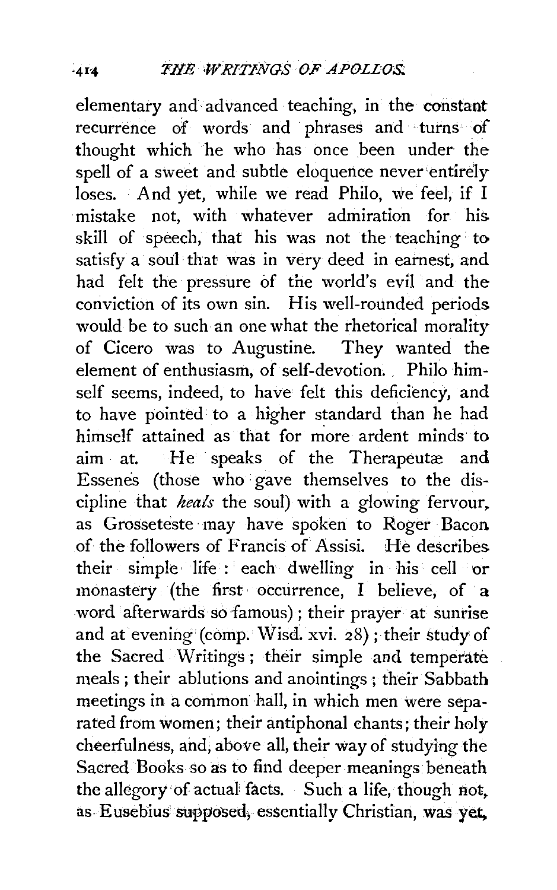elementary and advanced teaching, in the constant recurrence of words and phrases and turns of thought which he who has once been under the spell of a sweet and subtle eloquence never entirely loses. And yet, while we read Philo, we feel, if I mistake not, with whatever admiration for his skill of speech, that his was not the teaching to satisfy a soul that was in very deed in earnest, and had felt the pressure of the world's evil and the conviction of its own sin. His well-rounded periods would be to such an one what the rhetorical morality of Cicero was to Augustine. They wanted the element of enthusiasm, of self-devotion. Philo himself seems, indeed, to have felt this deficiency, and to have pointed to a higher standard than he had himself attained as that for more ardent minds to aim at. He speaks of the Therapeutæ and Essenes (those who gave themselves to the discipline that *heals* the soul) with a glowing fervour, as Grosseteste may have spoken to Roger Bacon of the followers of Francis of Assisi. He describes their simple life: each dwelling in his cell or monastery (the first occurrence, I believe, of a word afterwards so famous); their prayer at sunrise and at evening (comp. Wisd. xvi. 28); their study of the Sacred Writings; their simple and temperate meals; their ablutions and anointings; their Sabbath meetings in a common hall, in which men were separated from women; their antiphonal chants; their holy cheerfulness, and, above all, their way of studying the Sacred Books so as to find deeper meanings beneath the allegory of actual facts. Such a life, though not, as Eusebius supposed, essentially Christian, was yet,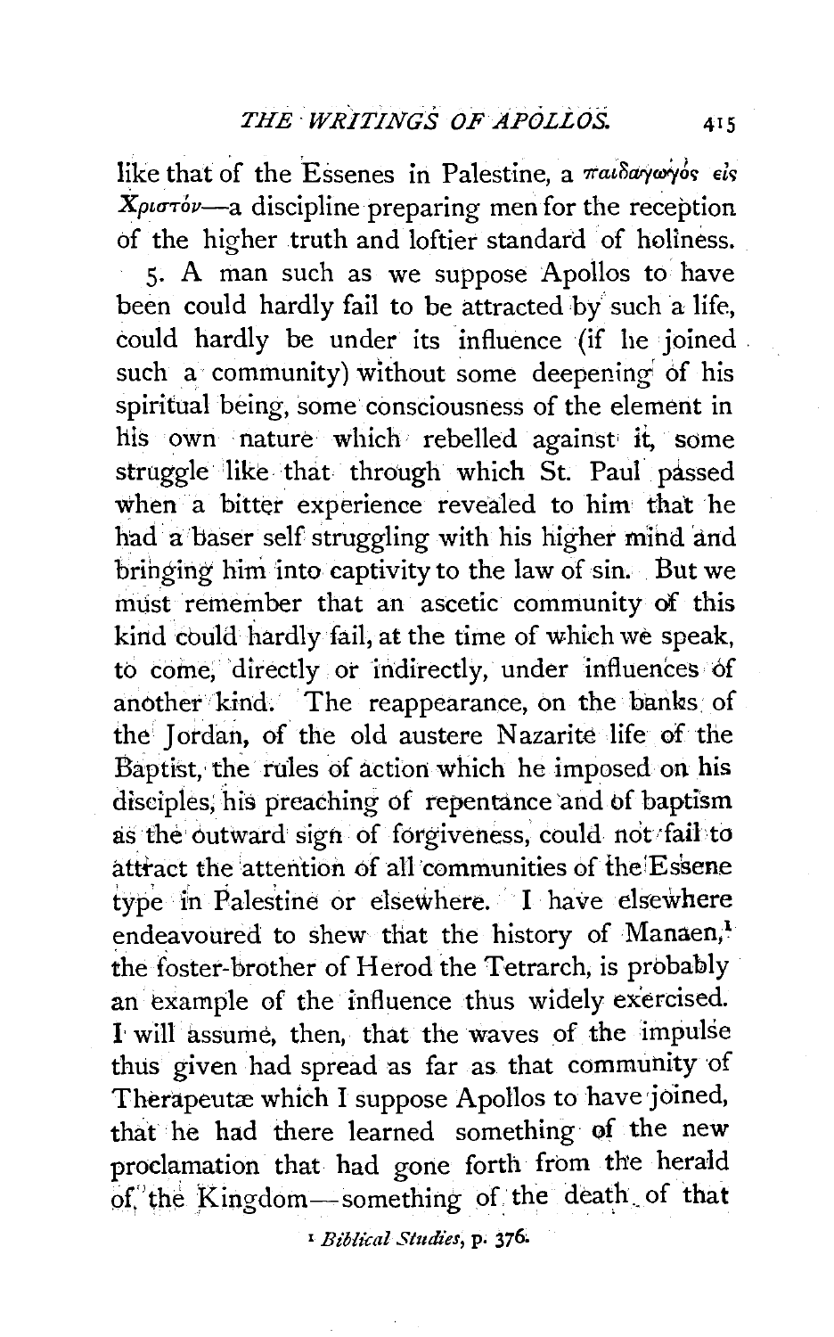like that of the Essenes in Palestine, a παιδαγωγὸς εἰς Χριστόν—a discipline preparing men for the reception of the higher truth and loftier standard of holiness.

5. A man such as we suppose Apollos to have been could hardly fail to be attracted by such a life, could hardly be under its influence (if he joined such a community) without some deepening of his spiritual being, some consciousness of the element in his own nature which rebelled against it, some struggle like that through which St. Paul passed when a bitter experience revealed to him that he had a baser self struggling with his higher mind and bringing him into captivity to the law of sin. But we must remember that an ascetic community of this kind could hardly fail, at the time of which we speak, to come, directly or indirectly, under influences of another kind. The reappearance, on the banks of the Jordan, of the old austere Nazarite life of the Baptist, the rules of action which he imposed on his disciples, his preaching of repentance and of baptism as the outward sign of forgiveness, could not fail to attract the attention of all communities of the Essene type in Palestine or elsewhere. I have elsewhere endeavoured to shew that the history of Manaen,[1] the foster-brother of Herod the Tetrarch, is probably an example of the influence thus widely exercised. I will assume, then, that the waves of the impulse thus given had spread as far as that community of Therapeutæ which I suppose Apollos to have joined, that he had there learned something of the new proclamation that had gone forth from the herald of the Kingdom—something of the death of that

[1] *Biblical Studies*, p. 376.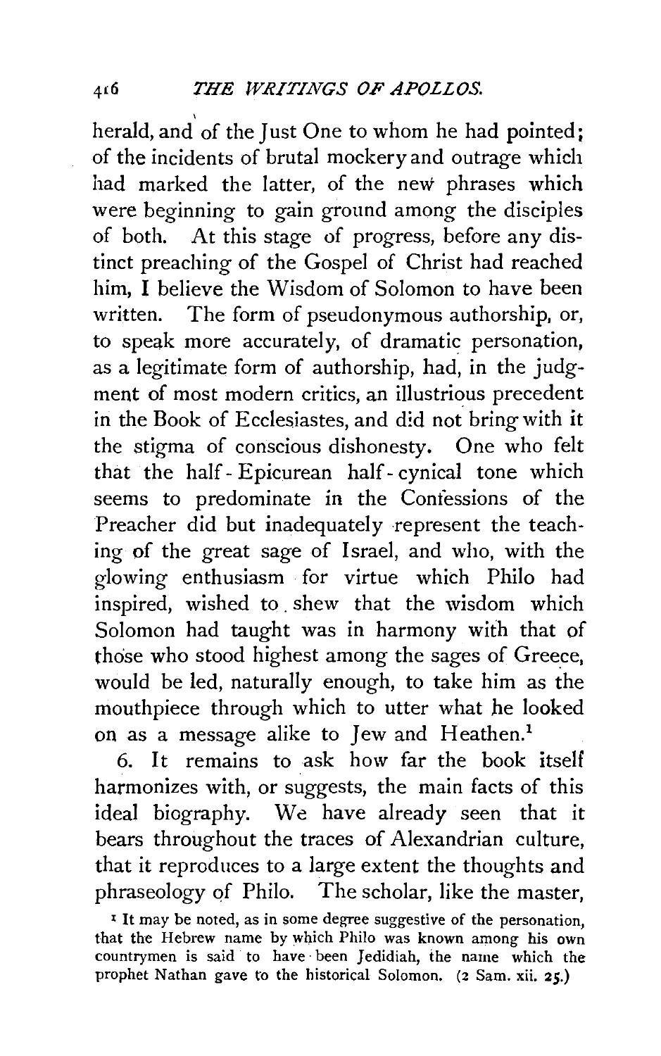herald, and of the Just One to whom he had pointed; of the incidents of brutal mockery and outrage which had marked the latter, of the new phrases which were beginning to gain ground among the disciples of both. At this stage of progress, before any distinct preaching of the Gospel of Christ had reached him, I believe the Wisdom of Solomon to have been written. The form of pseudonymous authorship, or, to speak more accurately, of dramatic personation, as a legitimate form of authorship, had, in the judgment of most modern critics, an illustrious precedent in the Book of Ecclesiastes, and did not bring with it the stigma of conscious dishonesty. One who felt that the half-Epicurean half-cynical tone which seems to predominate in the Confessions of the Preacher did but inadequately represent the teaching of the great sage of Israel, and who, with the glowing enthusiasm for virtue which Philo had inspired, wished to shew that the wisdom which Solomon had taught was in harmony with that of those who stood highest among the sages of Greece, would be led, naturally enough, to take him as the mouthpiece through which to utter what he looked on as a message alike to Jew and Heathen.[1]

6. It remains to ask how far the book itself harmonizes with, or suggests, the main facts of this ideal biography. We have already seen that it bears throughout the traces of Alexandrian culture, that it reproduces to a large extent the thoughts and phraseology of Philo. The scholar, like the master,

[1] It may be noted, as in some degree suggestive of the personation, that the Hebrew name by which Philo was known among his own countrymen is said to have been Jedidiah, the name which the prophet Nathan gave to the historical Solomon. (2 Sam. xii. 25.)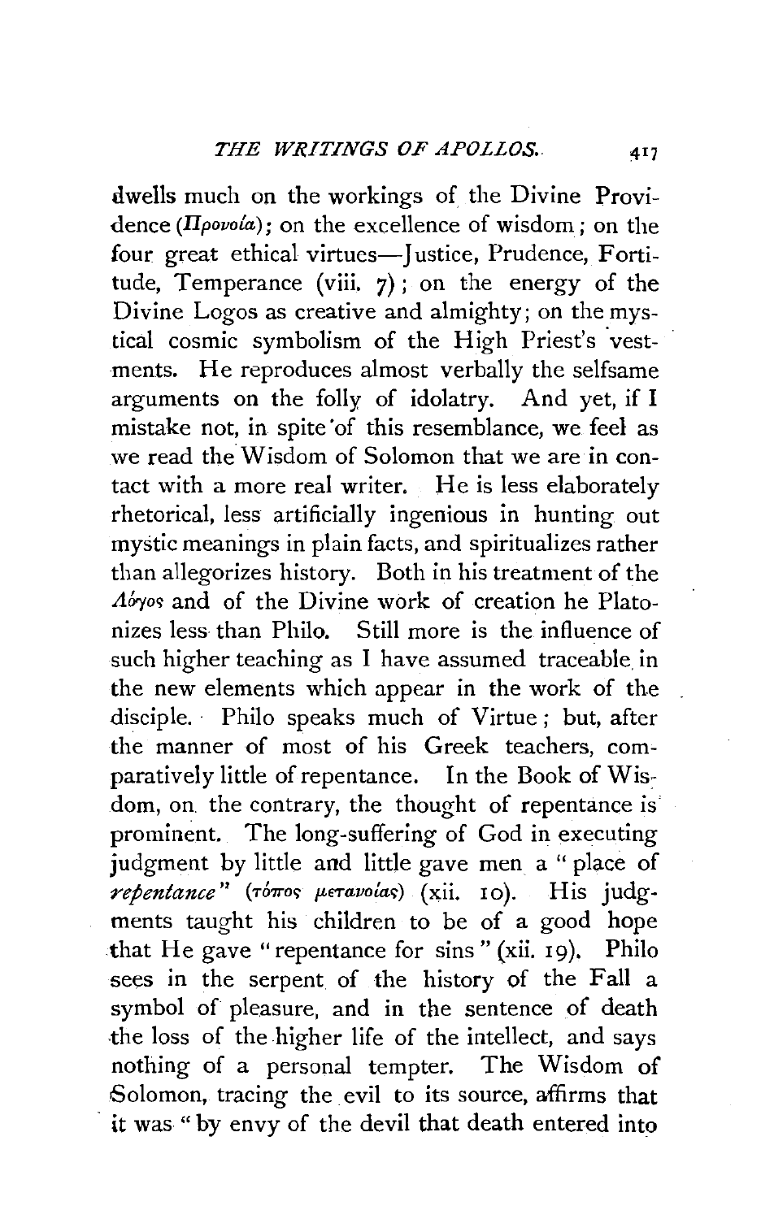dwells much on the workings of the Divine Providence (*Προνοία*); on the excellence of wisdom; on the four great ethical virtues—Justice, Prudence, Fortitude, Temperance (viii. 7); on the energy of the Divine Logos as creative and almighty; on the mystical cosmic symbolism of the High Priest's vestments. He reproduces almost verbally the selfsame arguments on the folly of idolatry. And yet, if I mistake not, in spite of this resemblance, we feel as we read the Wisdom of Solomon that we are in contact with a more real writer. He is less elaborately rhetorical, less artificially ingenious in hunting out mystic meanings in plain facts, and spiritualizes rather than allegorizes history. Both in his treatment of the *Λόγος* and of the Divine work of creation he Platonizes less than Philo. Still more is the influence of such higher teaching as I have assumed traceable in the new elements which appear in the work of the disciple. Philo speaks much of Virtue; but, after the manner of most of his Greek teachers, comparatively little of repentance. In the Book of Wisdom, on the contrary, the thought of repentance is prominent. The long-suffering of God in executing judgment by little and little gave men a "place of *repentance*" (τόπος μετανοίας) (xii. 10). His judgments taught his children to be of a good hope that He gave "repentance for sins" (xii. 19). Philo sees in the serpent of the history of the Fall a symbol of pleasure, and in the sentence of death the loss of the higher life of the intellect, and says nothing of a personal tempter. The Wisdom of Solomon, tracing the evil to its source, affirms that it was "by envy of the devil that death entered into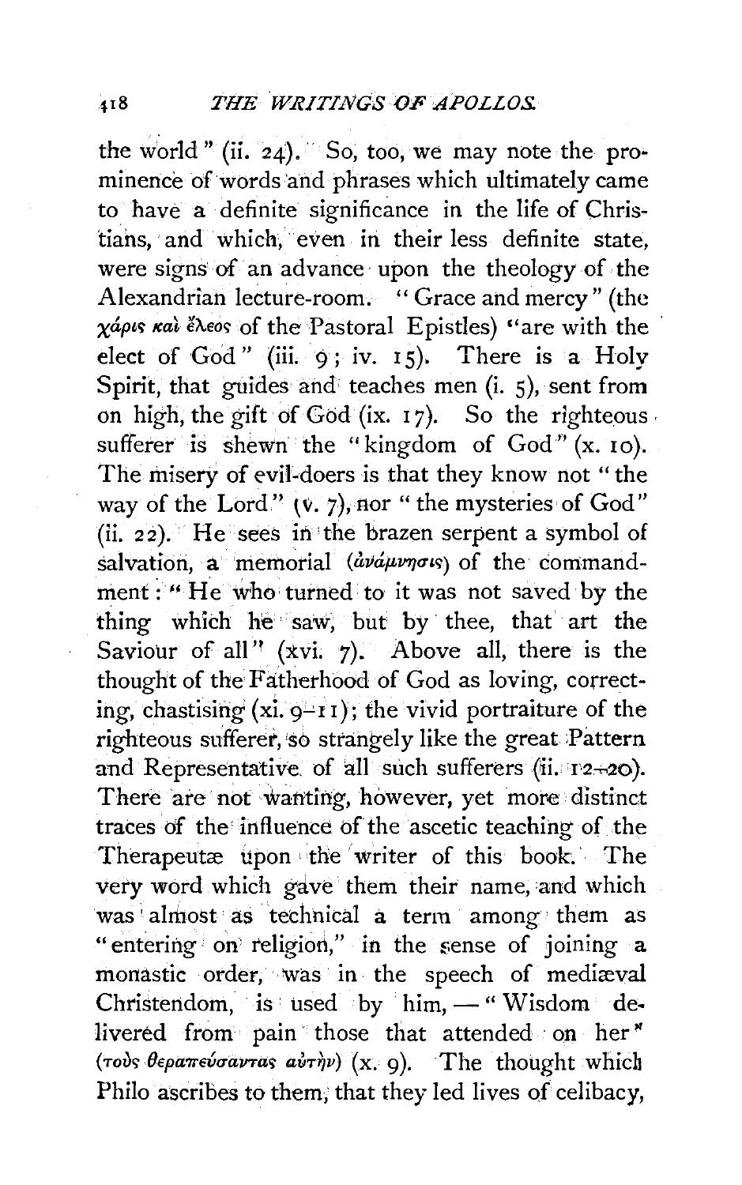the world" (ii. 24). So, too, we may note the prominence of words and phrases which ultimately came to have a definite significance in the life of Christians, and which, even in their less definite state, were signs of an advance upon the theology of the Alexandrian lecture-room. "Grace and mercy" (the χάρις καὶ ἔλεος of the Pastoral Epistles) "are with the elect of God" (iii. 9; iv. 15). There is a Holy Spirit, that guides and teaches men (i. 5), sent from on high, the gift of God (ix. 17). So the righteous sufferer is shewn the "kingdom of God" (x. 10). The misery of evil-doers is that they know not "the way of the Lord" (v. 7), nor "the mysteries of God" (ii. 22). He sees in the brazen serpent a symbol of salvation, a memorial (ἀνάμνησις) of the commandment: "He who turned to it was not saved by the thing which he saw, but by thee, that art the Saviour of all" (xvi. 7). Above all, there is the thought of the Fatherhood of God as loving, correcting, chastising (xi. 9–11); the vivid portraiture of the righteous sufferer, so strangely like the great Pattern and Representative of all such sufferers (ii. 12–20). There are not wanting, however, yet more distinct traces of the influence of the ascetic teaching of the Therapeutæ upon the writer of this book. The very word which gave them their name, and which was almost as technical a term among them as "entering on religion," in the sense of joining a monastic order, was in the speech of mediæval Christendom, is used by him, — "Wisdom delivered from pain those that attended on her" (τοὺς θεραπεύσαντας αὐτὴν) (x. 9). The thought which Philo ascribes to them, that they led lives of celibacy,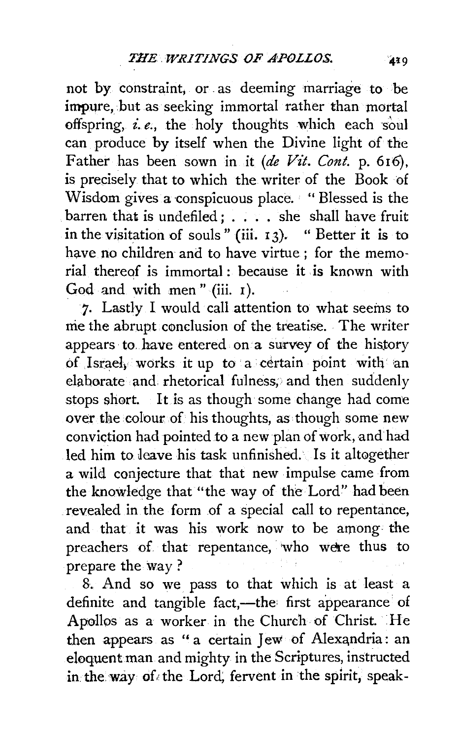not by constraint, or as deeming marriage to be impure, but as seeking immortal rather than mortal offspring, *i.e.*, the holy thoughts which each soul can produce by itself when the Divine light of the Father has been sown in it (*de Vit. Cont.* p. 616), is precisely that to which the writer of the Book of Wisdom gives a conspicuous place. "Blessed is the barren that is undefiled; . . . . she shall have fruit in the visitation of souls" (iii. 13). "Better it is to have no children and to have virtue; for the memorial thereof is immortal: because it is known with God and with men" (iii. 1).

7. Lastly I would call attention to what seems to me the abrupt conclusion of the treatise. The writer appears to have entered on a survey of the history of Israel, works it up to a certain point with an elaborate and rhetorical fulness, and then suddenly stops short. It is as though some change had come over the colour of his thoughts, as though some new conviction had pointed to a new plan of work, and had led him to leave his task unfinished. Is it altogether a wild conjecture that that new impulse came from the knowledge that "the way of the Lord" had been revealed in the form of a special call to repentance, and that it was his work now to be among the preachers of that repentance, who were thus to prepare the way?

8. And so we pass to that which is at least a definite and tangible fact,—the first appearance of Apollos as a worker in the Church of Christ. He then appears as "a certain Jew of Alexandria: an eloquent man and mighty in the Scriptures, instructed in the way of the Lord, fervent in the spirit, speak-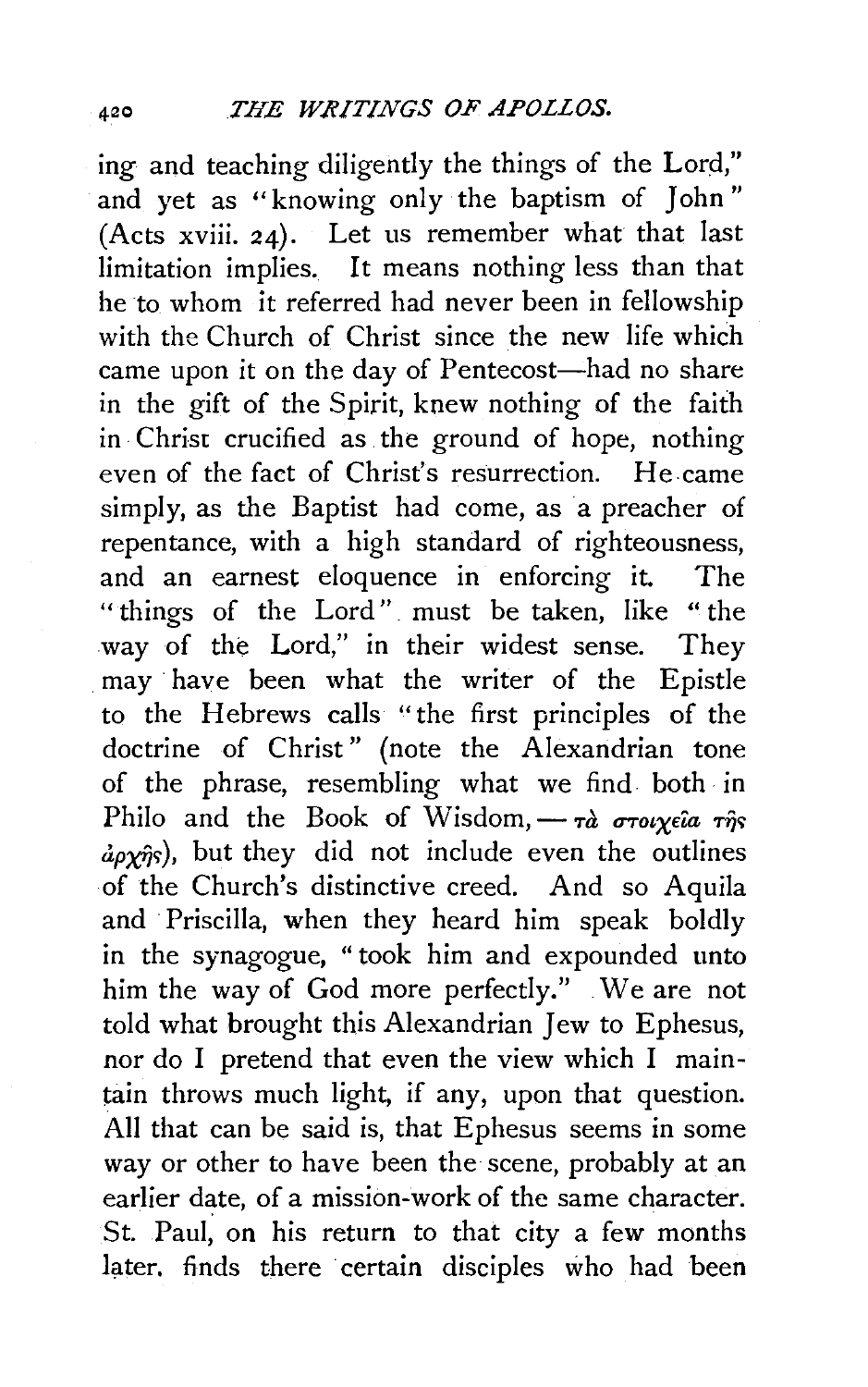ing and teaching diligently the things of the Lord," and yet as "knowing only the baptism of John" (Acts xviii. 24). Let us remember what that last limitation implies. It means nothing less than that he to whom it referred had never been in fellowship with the Church of Christ since the new life which came upon it on the day of Pentecost—had no share in the gift of the Spirit, knew nothing of the faith in Christ crucified as the ground of hope, nothing even of the fact of Christ's resurrection. He came simply, as the Baptist had come, as a preacher of repentance, with a high standard of righteousness, and an earnest eloquence in enforcing it. The "things of the Lord" must be taken, like "the way of the Lord," in their widest sense. They may have been what the writer of the Epistle to the Hebrews calls "the first principles of the doctrine of Christ" (note the Alexandrian tone of the phrase, resembling what we find both in Philo and the Book of Wisdom,—τὰ στοιχεῖα τῆς ἀρχῆς), but they did not include even the outlines of the Church's distinctive creed. And so Aquila and Priscilla, when they heard him speak boldly in the synagogue, "took him and expounded unto him the way of God more perfectly." We are not told what brought this Alexandrian Jew to Ephesus, nor do I pretend that even the view which I maintain throws much light, if any, upon that question. All that can be said is, that Ephesus seems in some way or other to have been the scene, probably at an earlier date, of a mission-work of the same character. St. Paul, on his return to that city a few months later, finds there certain disciples who had been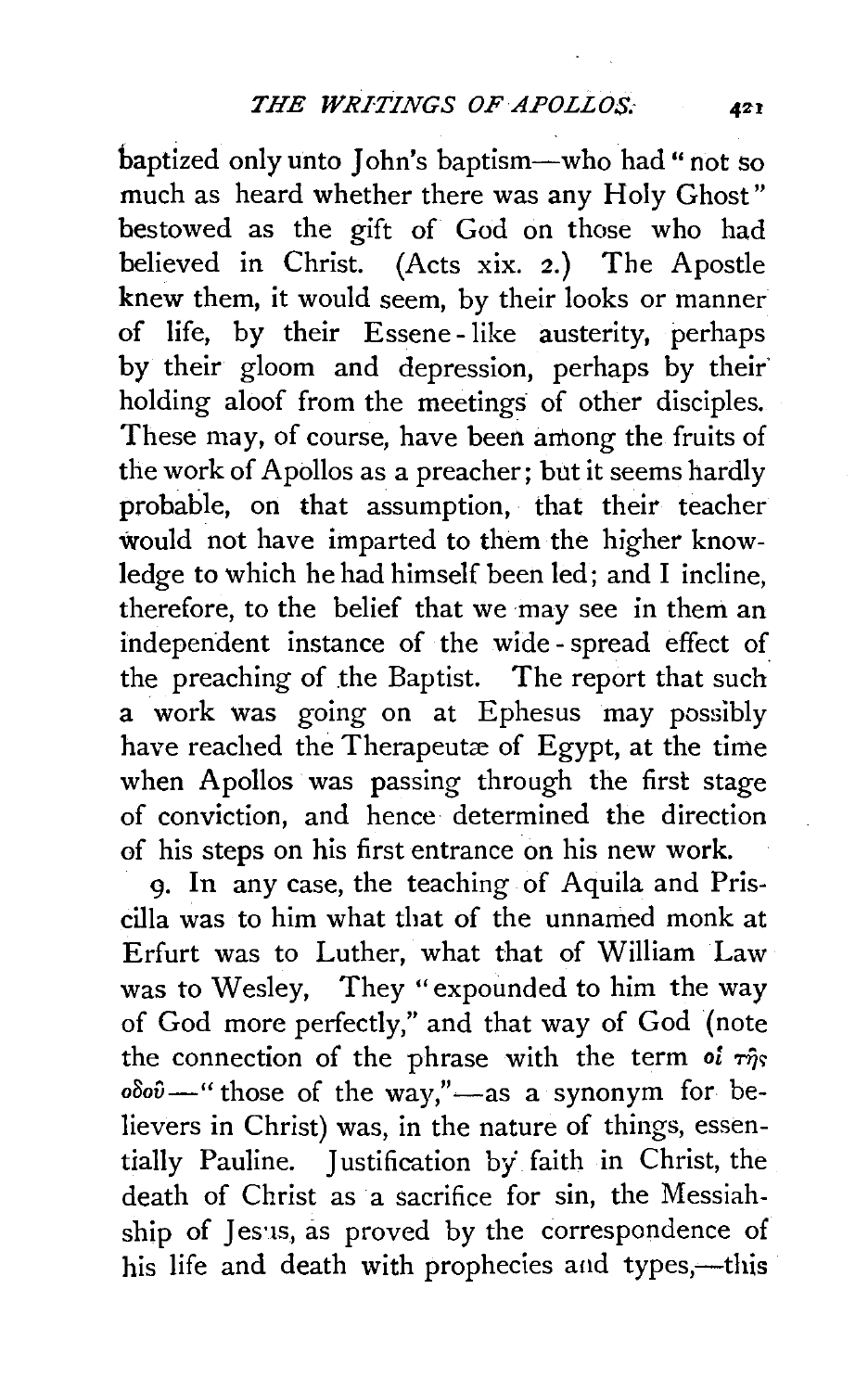baptized only unto John's baptism—who had "not so much as heard whether there was any Holy Ghost" bestowed as the gift of God on those who had believed in Christ. (Acts xix. 2.) The Apostle knew them, it would seem, by their looks or manner of life, by their Essene-like austerity, perhaps by their gloom and depression, perhaps by their holding aloof from the meetings of other disciples. These may, of course, have been among the fruits of the work of Apollos as a preacher; but it seems hardly probable, on that assumption, that their teacher would not have imparted to them the higher knowledge to which he had himself been led; and I incline, therefore, to the belief that we may see in them an independent instance of the wide-spread effect of the preaching of the Baptist. The report that such a work was going on at Ephesus may possibly have reached the Therapeutæ of Egypt, at the time when Apollos was passing through the first stage of conviction, and hence determined the direction of his steps on his first entrance on his new work.

9. In any case, the teaching of Aquila and Priscilla was to him what that of the unnamed monk at Erfurt was to Luther, what that of William Law was to Wesley. They "expounded to him the way of God more perfectly," and that way of God (note the connection of the phrase with the term οἱ τῆς ὁδοῦ—"those of the way,"—as a synonym for believers in Christ) was, in the nature of things, essentially Pauline. Justification by faith in Christ, the death of Christ as a sacrifice for sin, the Messiahship of Jesus, as proved by the correspondence of his life and death with prophecies and types,—this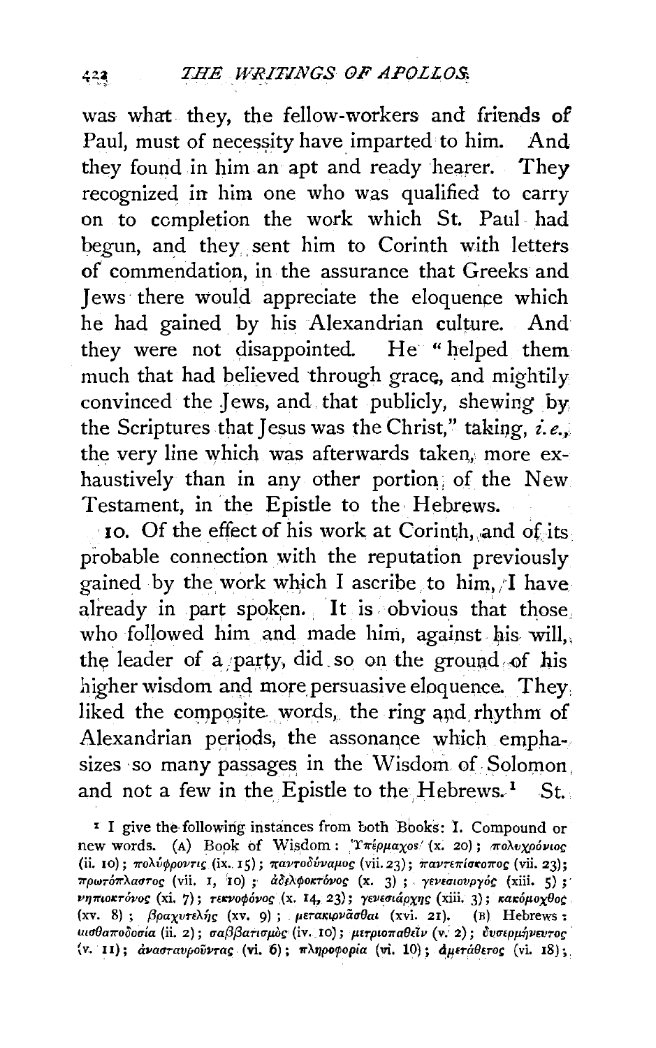was what they, the fellow-workers and friends of Paul, must of necessity have imparted to him. And they found in him an apt and ready hearer. They recognized in him one who was qualified to carry on to completion the work which St. Paul had begun, and they sent him to Corinth with letters of commendation, in the assurance that Greeks and Jews there would appreciate the eloquence which he had gained by his Alexandrian culture. And they were not disappointed. He "helped them much that had believed through grace, and mightily convinced the Jews, and that publicly, shewing by the Scriptures that Jesus was the Christ," taking, *i.e.*, the very line which was afterwards taken, more exhaustively than in any other portion of the New Testament, in the Epistle to the Hebrews.

10. Of the effect of his work at Corinth, and of its probable connection with the reputation previously gained by the work which I ascribe to him, I have already in part spoken. It is obvious that those who followed him and made him, against his will, the leader of a party, did so on the ground of his higher wisdom and more persuasive eloquence. They liked the composite words, the ring and rhythm of Alexandrian periods, the assonance which emphasizes so many passages in the Wisdom of Solomon, and not a few in the Epistle to the Hebrews.[1] St.

[1] I give the following instances from both Books: I. Compound or new words. (A) Book of Wisdom: Ὑπέρμαχος (x. 20); πολυχρόνιος (ii. 10); πολύφροντις (ix. 15); παντοδύναμος (vii. 23); παντεπίσκοπος (vii. 23); πρωτόπλαστος (vii. 1, 10); ἀδελφοκτόνος (x. 3); γενεσιουργός (xiii. 5); νηπιοκτόνος (xi. 7); τεκνοφόνος (x. 14, 23); γενεσιάρχης (xiii. 3); κακόμοχθος (xv. 8); βραχυτελής (xv. 9); μετακιρνᾶσθαι (xvi. 21). (B) Hebrews: μισθαποδοσία (ii. 2); σαββατισμός (iv. 10); μετριοπαθεῖν (v. 2); δυσερμήνευτος (v. 11); ἀνασταυροῦντας (vi. 6); πληροφορία (vi. 10); ἀμετάθετος (vi. 18);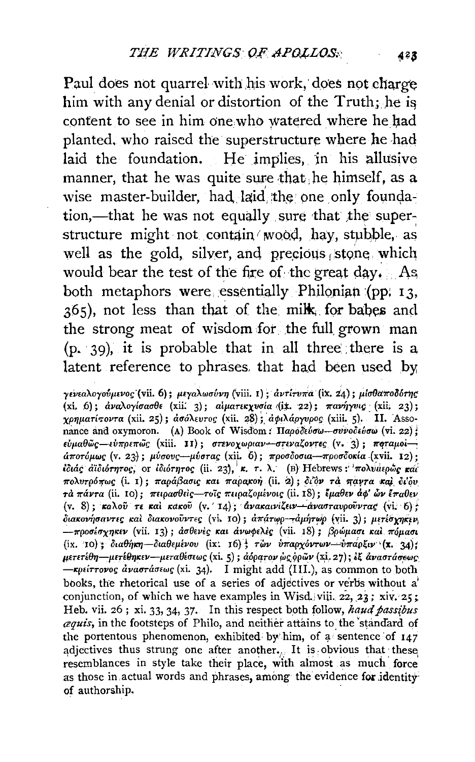Paul does not quarrel with his work, does not charge him with any denial or distortion of the Truth; he is content to see in him one who watered where he had planted, who raised the superstructure where he had laid the foundation. He implies, in his allusive manner, that he was quite sure that he himself, as a wise master-builder, had laid the one only foundation,—that he was not equally sure that the superstructure might not contain wood, hay, stubble, as well as the gold, silver, and precious stone, which would bear the test of the fire of the great day. As both metaphors were essentially Philonian (pp. 13, 365), not less than that of the milk for babes and the strong meat of wisdom for the full grown man (p. 39), it is probable that in all three there is a latent reference to phrases that had been used by

γενεαλογούμενος (vii. 6); μεγαλωσύνη (viii. 1); ἀντίτυπα (ix. 24); μισθαποδότης (xi. 6); ἀναλογίσασθε (xii. 3); αἱματεκχυσία (ix. 22); πανήγυρις (xii. 23); χρηματίζοντα (xii. 25); ἀσάλευτος (xii. 28); ἀφιλάργυρος (xiii. 5). II. Assonance and oxymoron. (A) Book of Wisdom: Παροδεύσω—συνοδεύσω (vi. 22); εὐμαθῶς—εὐπρεπῶς (xiii. 11); στενοχωρίαν—στενάζοντες (v. 3); ποταμοί—ἀποτόμως (v. 23); μύσους—μύστας (xii. 6); προσδοσία—προσδοκία (xvii. 12); ἰδιὰς ἀϊδιότητος, or ἰδιότητος (ii. 23), κ. τ. λ. (B) Hebrews: Πολυμερῶς καὶ πολυτρόπως (i. 1); παράβασις καὶ παρακοὴ (ii. 2); δι' ὃν τὰ πάντα καὶ δι' οὗ τὰ πάντα (ii. 10); πειρασθεὶς—τοῖς πειραζομένοις (ii. 18); ἔμαθεν ἀφ' ὧν ἔπαθεν (v. 8); καλοῦ τε καὶ κακοῦ (v. 14); ἀνακαινίζειν—ἀνασταυροῦντας (vi. 6); διακονήσαντες καὶ διακονοῦντες (vi. 10); ἀπάτωρ—ἀμήτωρ (vii. 3); μετέσχηκεν—προσέσχηκεν (vii. 13); ἀσθενὲς καὶ ἀνωφελὲς (vii. 18); βρώμασι καὶ πόμασι (ix. 10); διαθήκη—διαθεμένου (ix. 16); τῶν ὑπαρχόντων—ὕπαρξιν (x. 34); μετετέθη—μετέθηκεν—μεταθέσεως (xi. 5); ἀόρατον ὡς ὁρῶν (xi. 27); ἐξ ἀναστάσεως—κρείττονος ἀναστάσεως (xi. 34). I might add (III.), as common to both books, the rhetorical use of a series of adjectives or verbs without a conjunction, of which we have examples in Wisd. viii. 22, 23; xiv. 25; Heb. vii. 26; xi. 33, 34, 37. In this respect both follow, *haud passibus æquis*, in the footsteps of Philo, and neither attains to the standard of the portentous phenomenon, exhibited by him, of a sentence of 147 adjectives thus strung one after another. It is obvious that these resemblances in style take their place, with almost as much force as those in actual words and phrases, among the evidence for identity of authorship.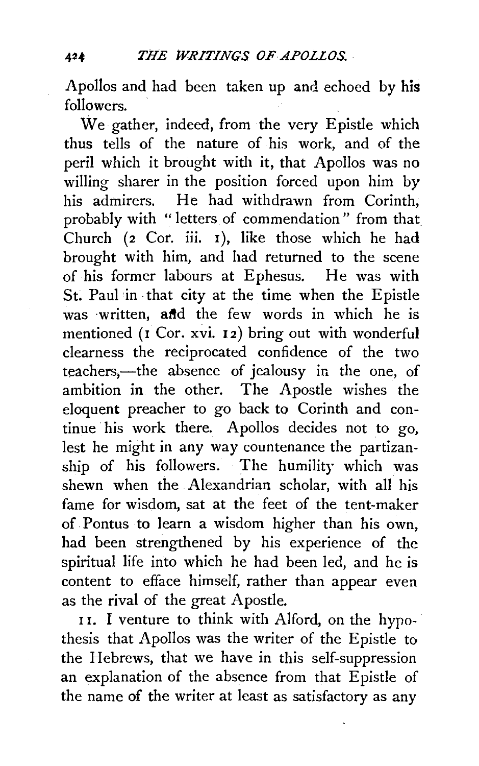Apollos and had been taken up and echoed by **his** followers.

We gather, indeed, from the very Epistle which thus tells of the nature of his work, and of the peril which it brought with it, that Apollos was no willing sharer in the position forced upon him by his admirers. He had withdrawn from Corinth, probably with "letters of commendation" from that Church (2 Cor. iii. 1), like those which he had brought with him, and had returned to the scene of his former labours at Ephesus. He was with St. Paul in that city at the time when the Epistle was written, and the few words in which he is mentioned (1 Cor. xvi. 12) bring out with wonderful clearness the reciprocated confidence of the two teachers,—the absence of jealousy in the one, of ambition in the other. The Apostle wishes the eloquent preacher to go back to Corinth and continue his work there. Apollos decides not to go, lest he might in any way countenance the partizanship of his followers. The humility which was shewn when the Alexandrian scholar, with all his fame for wisdom, sat at the feet of the tent-maker of Pontus to learn a wisdom higher than his own, had been strengthened by his experience of the spiritual life into which he had been led, and he is content to efface himself, rather than appear even as the rival of the great Apostle.

11. I venture to think with Alford, on the hypothesis that Apollos was the writer of the Epistle to the Hebrews, that we have in this self-suppression an explanation of the absence from that Epistle of the name of the writer at least as satisfactory as any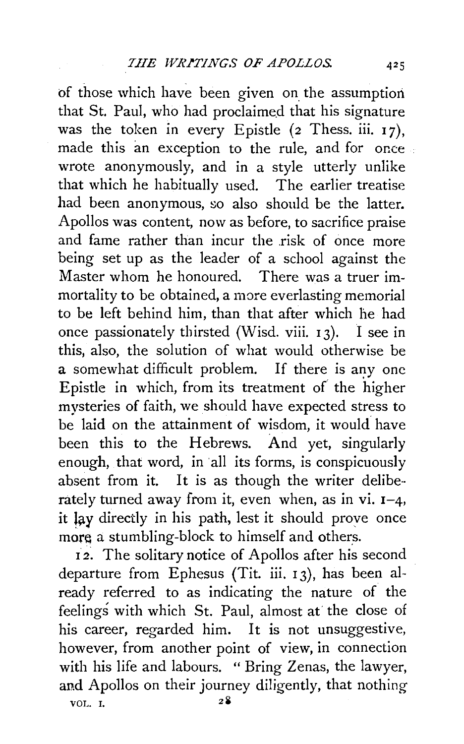of those which have been given on the assumption that St. Paul, who had proclaimed that his signature was the token in every Epistle (2 Thess. iii. 17), made this an exception to the rule, and for once wrote anonymously, and in a style utterly unlike that which he habitually used. The earlier treatise had been anonymous, so also should be the latter. Apollos was content, now as before, to sacrifice praise and fame rather than incur the risk of once more being set up as the leader of a school against the Master whom he honoured. There was a truer immortality to be obtained, a more everlasting memorial to be left behind him, than that after which he had once passionately thirsted (Wisd. viii. 13). I see in this, also, the solution of what would otherwise be a somewhat difficult problem. If there is any one Epistle in which, from its treatment of the higher mysteries of faith, we should have expected stress to be laid on the attainment of wisdom, it would have been this to the Hebrews. And yet, singularly enough, that word, in all its forms, is conspicuously absent from it. It is as though the writer deliberately turned away from it, even when, as in vi. 1–4, it lay directly in his path, lest it should prove once more a stumbling-block to himself and others.

12. The solitary notice of Apollos after his second departure from Ephesus (Tit. iii. 13), has been already referred to as indicating the nature of the feelings with which St. Paul, almost at the close of his career, regarded him. It is not unsuggestive, however, from another point of view, in connection with his life and labours. "Bring Zenas, the lawyer, and Apollos on their journey diligently, that nothing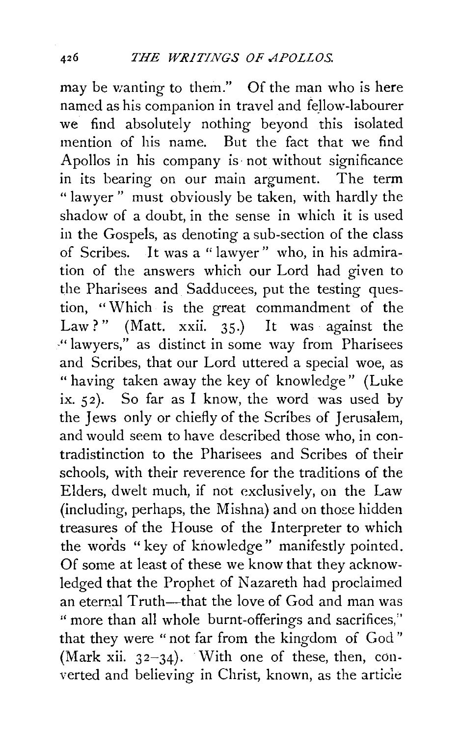may be wanting to them." Of the man who is here named as his companion in travel and fellow-labourer we find absolutely nothing beyond this isolated mention of his name. But the fact that we find Apollos in his company is not without significance in its bearing on our main argument. The term "lawyer" must obviously be taken, with hardly the shadow of a doubt, in the sense in which it is used in the Gospels, as denoting a sub-section of the class of Scribes. It was a "lawyer" who, in his admiration of the answers which our Lord had given to the Pharisees and Sadducees, put the testing question, "Which is the great commandment of the Law?" (Matt. xxii. 35.) It was against the "lawyers," as distinct in some way from Pharisees and Scribes, that our Lord uttered a special woe, as "having taken away the key of knowledge" (Luke ix. 52). So far as I know, the word was used by the Jews only or chiefly of the Scribes of Jerusalem, and would seem to have described those who, in contradistinction to the Pharisees and Scribes of their schools, with their reverence for the traditions of the Elders, dwelt much, if not exclusively, on the Law (including, perhaps, the Mishna) and on those hidden treasures of the House of the Interpreter to which the words "key of knowledge" manifestly pointed. Of some at least of these we know that they acknowledged that the Prophet of Nazareth had proclaimed an eternal Truth—that the love of God and man was "more than all whole burnt-offerings and sacrifices," that they were "not far from the kingdom of God" (Mark xii. 32–34). With one of these, then, converted and believing in Christ, known, as the article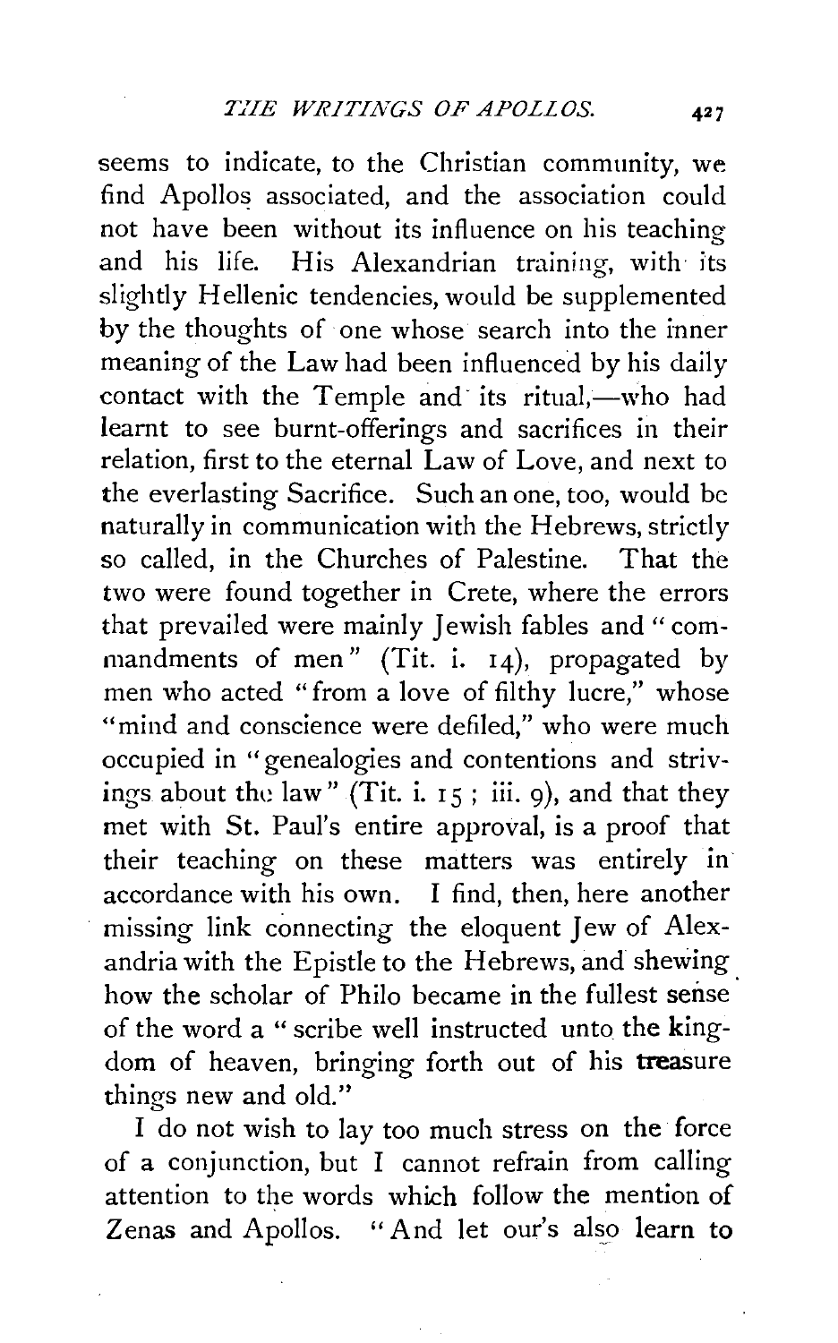seems to indicate, to the Christian community, we find Apollos associated, and the association could not have been without its influence on his teaching and his life. His Alexandrian training, with its slightly Hellenic tendencies, would be supplemented by the thoughts of one whose search into the inner meaning of the Law had been influenced by his daily contact with the Temple and its ritual,—who had learnt to see burnt-offerings and sacrifices in their relation, first to the eternal Law of Love, and next to the everlasting Sacrifice. Such an one, too, would be naturally in communication with the Hebrews, strictly so called, in the Churches of Palestine. That the two were found together in Crete, where the errors that prevailed were mainly Jewish fables and "commandments of men" (Tit. i. 14), propagated by men who acted "from a love of filthy lucre," whose "mind and conscience were defiled," who were much occupied in "genealogies and contentions and strivings about the law" (Tit. i. 15; iii. 9), and that they met with St. Paul's entire approval, is a proof that their teaching on these matters was entirely in accordance with his own. I find, then, here another missing link connecting the eloquent Jew of Alexandria with the Epistle to the Hebrews, and shewing how the scholar of Philo became in the fullest sense of the word a "scribe well instructed unto the kingdom of heaven, bringing forth out of his treasure things new and old."

I do not wish to lay too much stress on the force of a conjunction, but I cannot refrain from calling attention to the words which follow the mention of Zenas and Apollos. "And let our's also learn to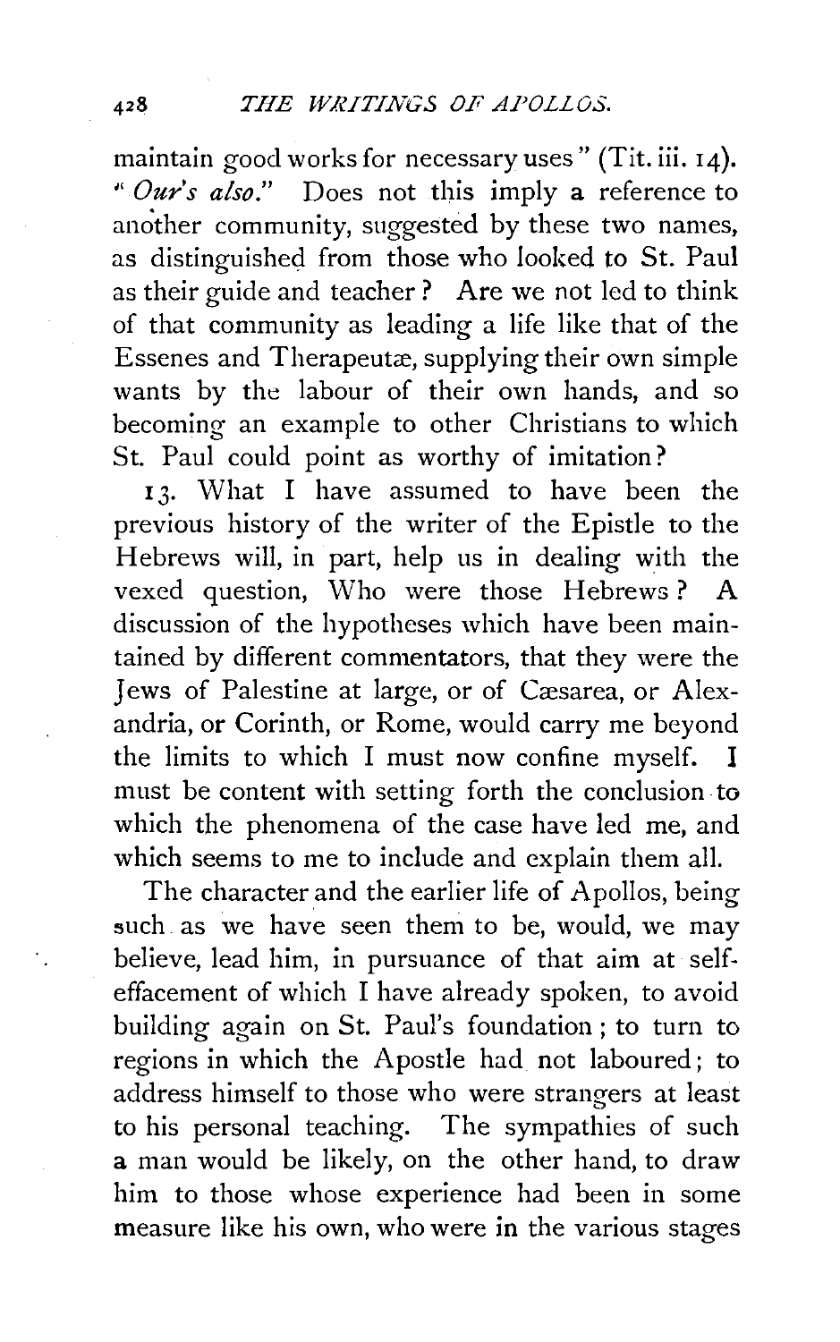maintain good works for necessary uses" (Tit. iii. 14). "*Our's also.*" Does not this imply a reference to another community, suggested by these two names, as distinguished from those who looked to St. Paul as their guide and teacher? Are we not led to think of that community as leading a life like that of the Essenes and Therapeutæ, supplying their own simple wants by the labour of their own hands, and so becoming an example to other Christians to which St. Paul could point as worthy of imitation?

13. What I have assumed to have been the previous history of the writer of the Epistle to the Hebrews will, in part, help us in dealing with the vexed question, Who were those Hebrews? A discussion of the hypotheses which have been maintained by different commentators, that they were the Jews of Palestine at large, or of Cæsarea, or Alexandria, or Corinth, or Rome, would carry me beyond the limits to which I must now confine myself. I must be content with setting forth the conclusion to which the phenomena of the case have led me, and which seems to me to include and explain them all.

The character and the earlier life of Apollos, being such as we have seen them to be, would, we may believe, lead him, in pursuance of that aim at self-effacement of which I have already spoken, to avoid building again on St. Paul's foundation; to turn to regions in which the Apostle had not laboured; to address himself to those who were strangers at least to his personal teaching. The sympathies of such a man would be likely, on the other hand, to draw him to those whose experience had been in some measure like his own, who were in the various stages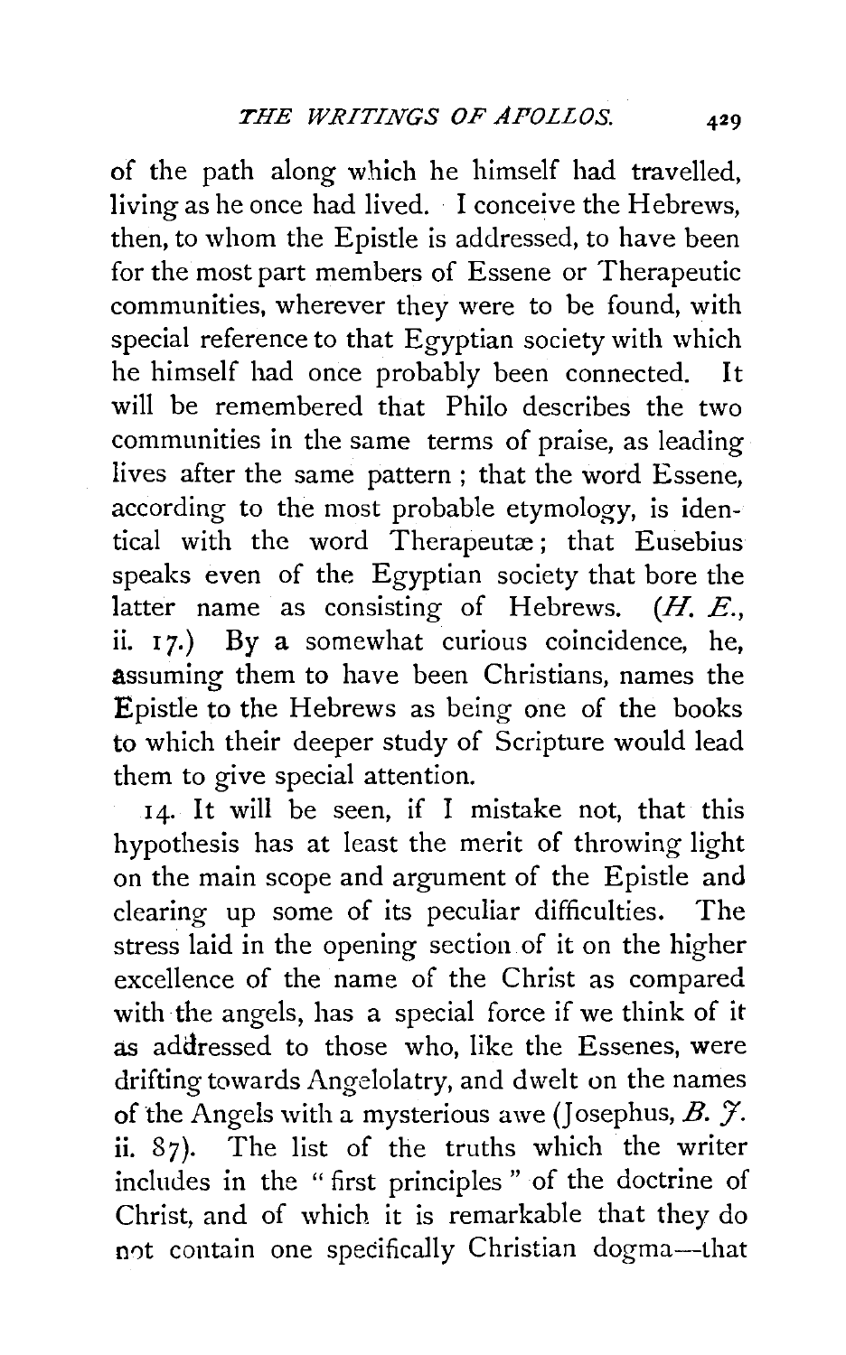of the path along which he himself had travelled, living as he once had lived. I conceive the Hebrews, then, to whom the Epistle is addressed, to have been for the most part members of Essene or Therapeutic communities, wherever they were to be found, with special reference to that Egyptian society with which he himself had once probably been connected. It will be remembered that Philo describes the two communities in the same terms of praise, as leading lives after the same pattern; that the word Essene, according to the most probable etymology, is identical with the word Therapeutæ; that Eusebius speaks even of the Egyptian society that bore the latter name as consisting of Hebrews. (*H. E.*, ii. 17.) By a somewhat curious coincidence, he, assuming them to have been Christians, names the Epistle to the Hebrews as being one of the books to which their deeper study of Scripture would lead them to give special attention.

14. It will be seen, if I mistake not, that this hypothesis has at least the merit of throwing light on the main scope and argument of the Epistle and clearing up some of its peculiar difficulties. The stress laid in the opening section of it on the higher excellence of the name of the Christ as compared with the angels, has a special force if we think of it as addressed to those who, like the Essenes, were drifting towards Angelolatry, and dwelt on the names of the Angels with a mysterious awe (Josephus, *B. J.* ii. 87). The list of the truths which the writer includes in the "first principles" of the doctrine of Christ, and of which it is remarkable that they do not contain one specifically Christian dogma—that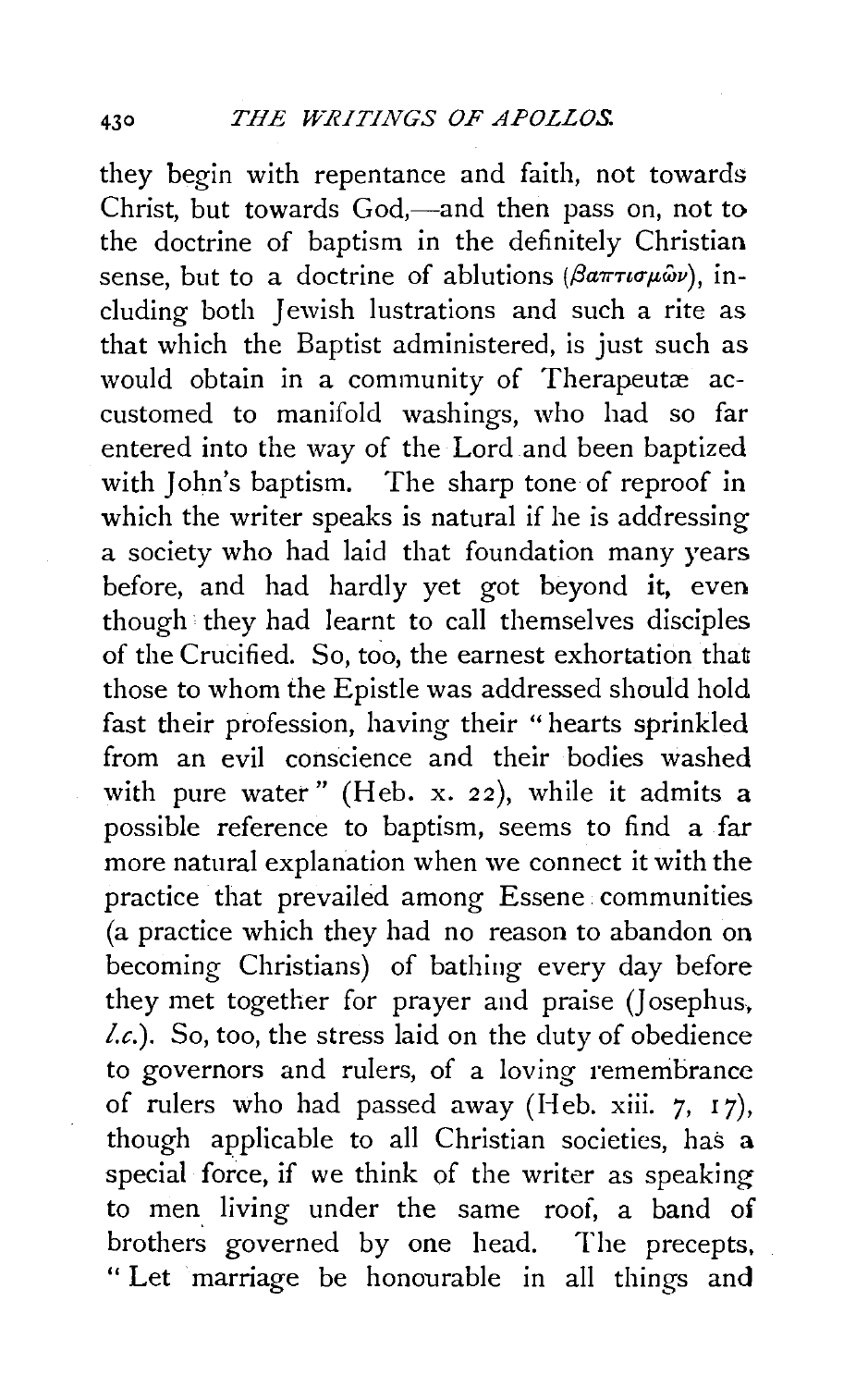they begin with repentance and faith, not towards Christ, but towards God,—and then pass on, not to the doctrine of baptism in the definitely Christian sense, but to a doctrine of ablutions (βαπτισμῶν), including both Jewish lustrations and such a rite as that which the Baptist administered, is just such as would obtain in a community of Therapeutæ accustomed to manifold washings, who had so far entered into the way of the Lord and been baptized with John's baptism. The sharp tone of reproof in which the writer speaks is natural if he is addressing a society who had laid that foundation many years before, and had hardly yet got beyond it, even though they had learnt to call themselves disciples of the Crucified. So, too, the earnest exhortation that those to whom the Epistle was addressed should hold fast their profession, having their "hearts sprinkled from an evil conscience and their bodies washed with pure water" (Heb. x. 22), while it admits a possible reference to baptism, seems to find a far more natural explanation when we connect it with the practice that prevailed among Essene communities (a practice which they had no reason to abandon on becoming Christians) of bathing every day before they met together for prayer and praise (Josephus, *l.c.*). So, too, the stress laid on the duty of obedience to governors and rulers, of a loving remembrance of rulers who had passed away (Heb. xiii. 7, 17), though applicable to all Christian societies, has a special force, if we think of the writer as speaking to men living under the same roof, a band of brothers governed by one head. The precepts, "Let marriage be honourable in all things and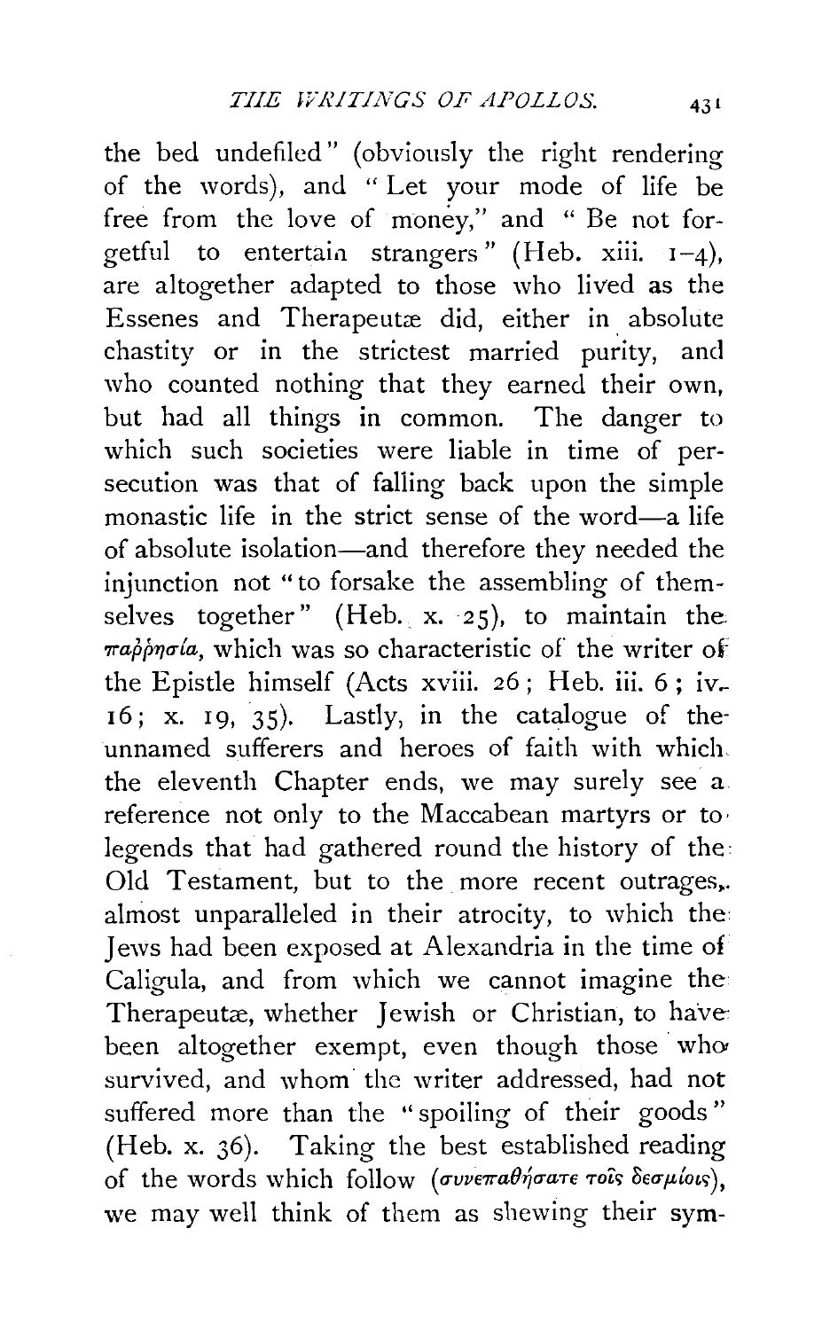the bed undefiled" (obviously the right rendering of the words), and "Let your mode of life be free from the love of money," and "Be not forgetful to entertain strangers" (Heb. xiii. 1–4), are altogether adapted to those who lived as the Essenes and Therapeutæ did, either in absolute chastity or in the strictest married purity, and who counted nothing that they earned their own, but had all things in common. The danger to which such societies were liable in time of persecution was that of falling back upon the simple monastic life in the strict sense of the word—a life of absolute isolation—and therefore they needed the injunction not "to forsake the assembling of themselves together" (Heb. x. 25), to maintain the παῤῥησία, which was so characteristic of the writer of the Epistle himself (Acts xviii. 26; Heb. iii. 6; iv. 16; x. 19, 35). Lastly, in the catalogue of the unnamed sufferers and heroes of faith with which the eleventh Chapter ends, we may surely see a reference not only to the Maccabean martyrs or to legends that had gathered round the history of the Old Testament, but to the more recent outrages, almost unparalleled in their atrocity, to which the Jews had been exposed at Alexandria in the time of Caligula, and from which we cannot imagine the Therapeutæ, whether Jewish or Christian, to have been altogether exempt, even though those who survived, and whom the writer addressed, had not suffered more than the "spoiling of their goods" (Heb. x. 36). Taking the best established reading of the words which follow (συνεπαθήσατε τοῖς δεσμίοις), we may well think of them as shewing their sym-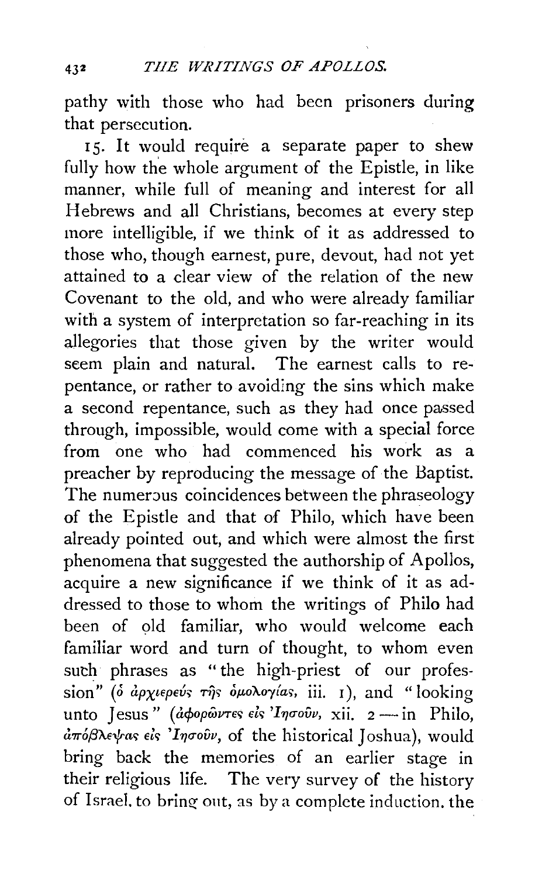pathy with those who had been prisoners during that persecution.

15. It would require a separate paper to shew fully how the whole argument of the Epistle, in like manner, while full of meaning and interest for all Hebrews and all Christians, becomes at every step more intelligible, if we think of it as addressed to those who, though earnest, pure, devout, had not yet attained to a clear view of the relation of the new Covenant to the old, and who were already familiar with a system of interpretation so far-reaching in its allegories that those given by the writer would seem plain and natural. The earnest calls to repentance, or rather to avoiding the sins which make a second repentance, such as they had once passed through, impossible, would come with a special force from one who had commenced his work as a preacher by reproducing the message of the Baptist. The numerous coincidences between the phraseology of the Epistle and that of Philo, which have been already pointed out, and which were almost the first phenomena that suggested the authorship of Apollos, acquire a new significance if we think of it as addressed to those to whom the writings of Philo had been of old familiar, who would welcome each familiar word and turn of thought, to whom even such phrases as "the high-priest of our profession" (*ὁ ἀρχιερεὺς τῆς ὁμολογίας*, iii. 1), and "looking unto Jesus" (*ἀφορῶντες εἰς Ἰησοῦν*, xii. 2—in Philo, *ἀπόβλεψας εἰς Ἰησοῦν*, of the historical Joshua), would bring back the memories of an earlier stage in their religious life. The very survey of the history of Israel, to bring out, as by a complete induction, the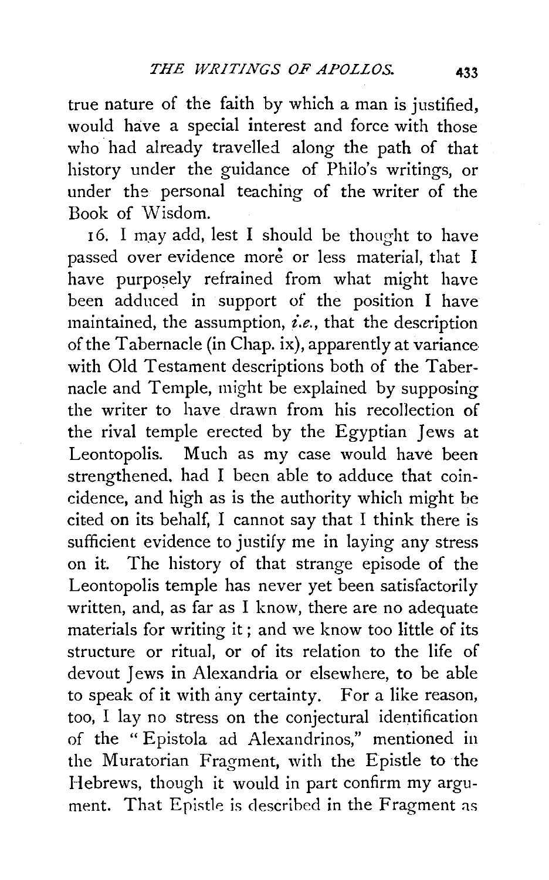true nature of the faith by which a man is justified, would have a special interest and force with those who had already travelled along the path of that history under the guidance of Philo's writings, or under the personal teaching of the writer of the Book of Wisdom.

16. I may add, lest I should be thought to have passed over evidence more or less material, that I have purposely refrained from what might have been adduced in support of the position I have maintained, the assumption, *i.e.*, that the description of the Tabernacle (in Chap. ix), apparently at variance with Old Testament descriptions both of the Tabernacle and Temple, might be explained by supposing the writer to have drawn from his recollection of the rival temple erected by the Egyptian Jews at Leontopolis. Much as my case would have been strengthened, had I been able to adduce that coincidence, and high as is the authority which might be cited on its behalf, I cannot say that I think there is sufficient evidence to justify me in laying any stress on it. The history of that strange episode of the Leontopolis temple has never yet been satisfactorily written, and, as far as I know, there are no adequate materials for writing it; and we know too little of its structure or ritual, or of its relation to the life of devout Jews in Alexandria or elsewhere, to be able to speak of it with any certainty. For a like reason, too, I lay no stress on the conjectural identification of the "Epistola ad Alexandrinos," mentioned in the Muratorian Fragment, with the Epistle to the Hebrews, though it would in part confirm my argument. That Epistle is described in the Fragment as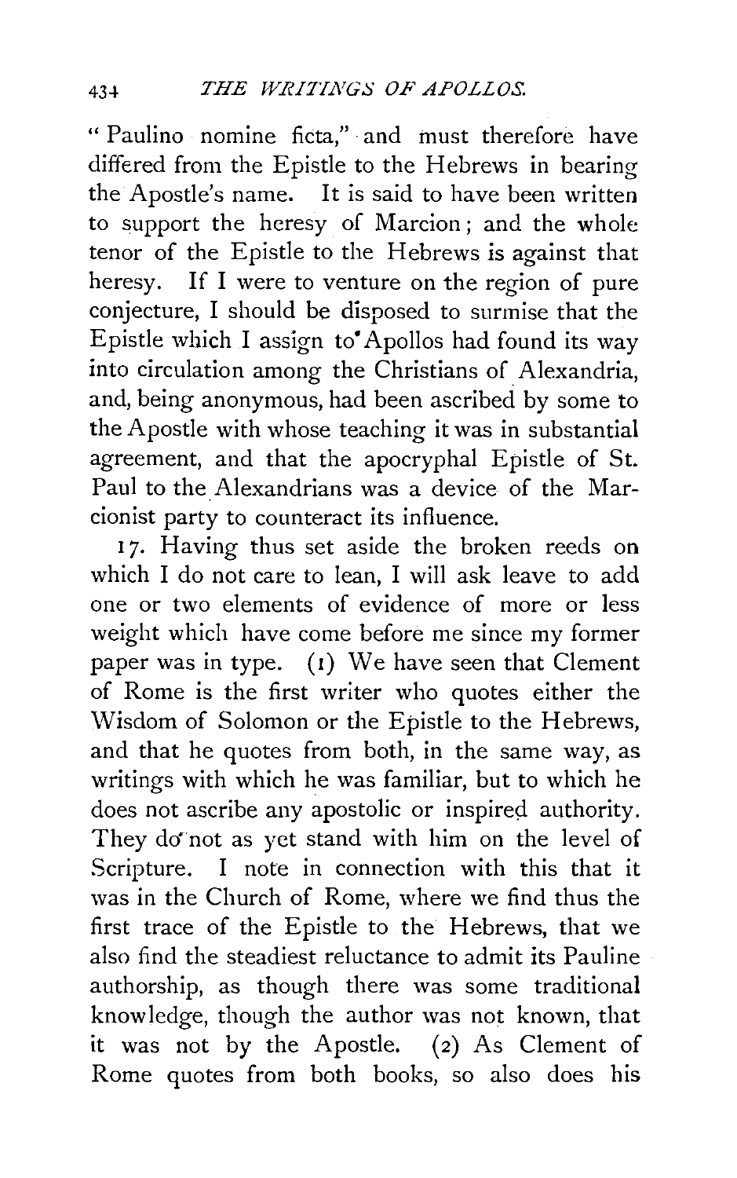"Paulino nomine ficta," and must therefore have differed from the Epistle to the Hebrews in bearing the Apostle's name. It is said to have been written to support the heresy of Marcion; and the whole tenor of the Epistle to the Hebrews is against that heresy. If I were to venture on the region of pure conjecture, I should be disposed to surmise that the Epistle which I assign to Apollos had found its way into circulation among the Christians of Alexandria, and, being anonymous, had been ascribed by some to the Apostle with whose teaching it was in substantial agreement, and that the apocryphal Epistle of St. Paul to the Alexandrians was a device of the Marcionist party to counteract its influence.

17. Having thus set aside the broken reeds on which I do not care to lean, I will ask leave to add one or two elements of evidence of more or less weight which have come before me since my former paper was in type. (1) We have seen that Clement of Rome is the first writer who quotes either the Wisdom of Solomon or the Epistle to the Hebrews, and that he quotes from both, in the same way, as writings with which he was familiar, but to which he does not ascribe any apostolic or inspired authority. They do not as yet stand with him on the level of Scripture. I note in connection with this that it was in the Church of Rome, where we find thus the first trace of the Epistle to the Hebrews, that we also find the steadiest reluctance to admit its Pauline authorship, as though there was some traditional knowledge, though the author was not known, that it was not by the Apostle. (2) As Clement of Rome quotes from both books, so also does his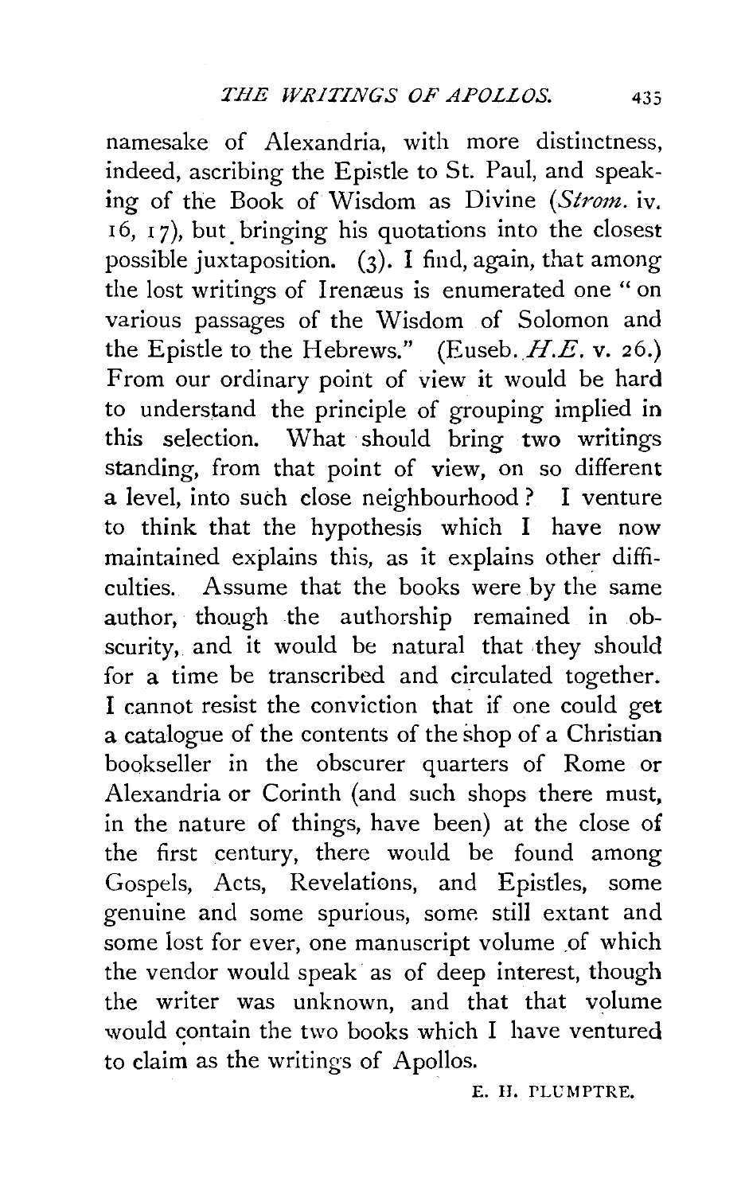namesake of Alexandria, with more distinctness, indeed, ascribing the Epistle to St. Paul, and speaking of the Book of Wisdom as Divine (*Strom.* iv. 16, 17), but bringing his quotations into the closest possible juxtaposition. (3). I find, again, that among the lost writings of Irenæus is enumerated one "on various passages of the Wisdom of Solomon and the Epistle to the Hebrews." (Euseb. *H.E.* v. 26.) From our ordinary point of view it would be hard to understand the principle of grouping implied in this selection. What should bring two writings standing, from that point of view, on so different a level, into such close neighbourhood? I venture to think that the hypothesis which I have now maintained explains this, as it explains other difficulties. Assume that the books were by the same author, though the authorship remained in obscurity, and it would be natural that they should for a time be transcribed and circulated together. I cannot resist the conviction that if one could get a catalogue of the contents of the shop of a Christian bookseller in the obscurer quarters of Rome or Alexandria or Corinth (and such shops there must, in the nature of things, have been) at the close of the first century, there would be found among Gospels, Acts, Revelations, and Epistles, some genuine and some spurious, some still extant and some lost for ever, one manuscript volume of which the vendor would speak as of deep interest, though the writer was unknown, and that that volume would contain the two books which I have ventured to claim as the writings of Apollos.

E. H. PLUMPTRE.